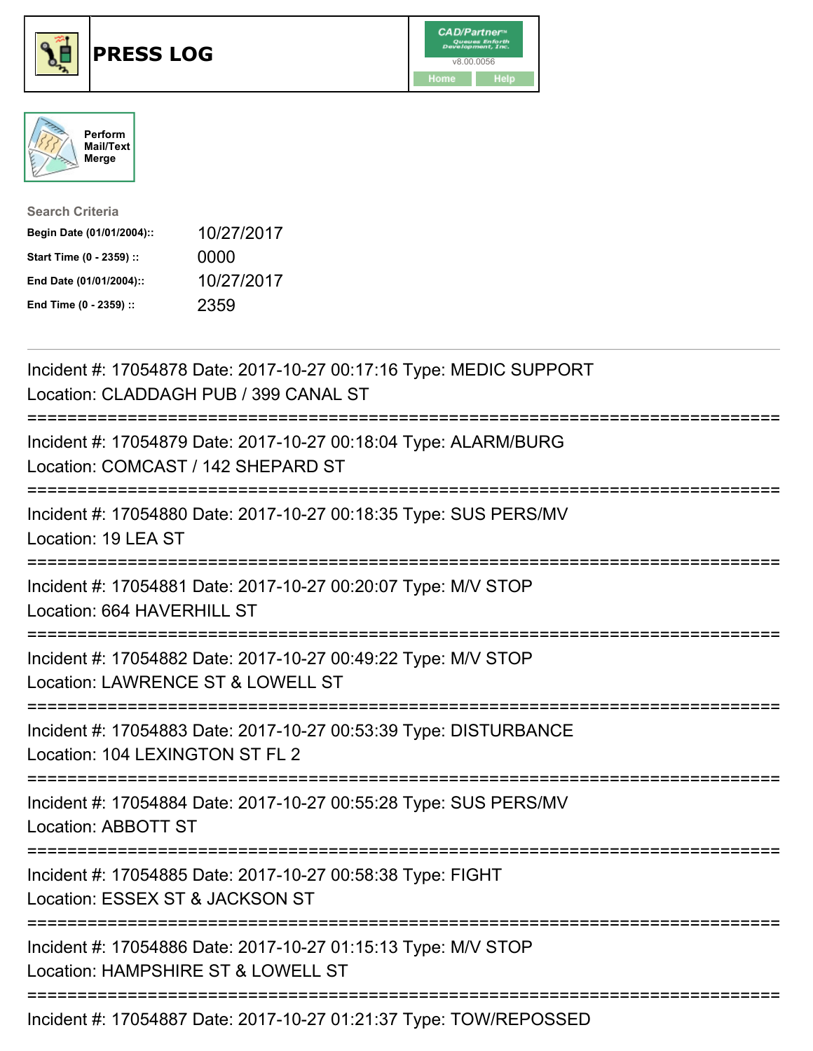# PRESS LOG

CAD/Partner™
v8.00.0056
Home Help

Perform Mail/Text Merge

**Search Criteria**

| | |
|---|---|
| **Begin Date (01/01/2004)::** | 10/27/2017 |
| **Start Time (0 - 2359) ::** | 0000 |
| **End Date (01/01/2004)::** | 10/27/2017 |
| **End Time (0 - 2359) ::** | 2359 |

---

Incident #: 17054878 Date: 2017-10-27 00:17:16 Type: MEDIC SUPPORT
Location: CLADDAGH PUB / 399 CANAL ST

===========================================================================

Incident #: 17054879 Date: 2017-10-27 00:18:04 Type: ALARM/BURG
Location: COMCAST / 142 SHEPARD ST

===========================================================================

Incident #: 17054880 Date: 2017-10-27 00:18:35 Type: SUS PERS/MV
Location: 19 LEA ST

===========================================================================

Incident #: 17054881 Date: 2017-10-27 00:20:07 Type: M/V STOP
Location: 664 HAVERHILL ST

===========================================================================

Incident #: 17054882 Date: 2017-10-27 00:49:22 Type: M/V STOP
Location: LAWRENCE ST & LOWELL ST

===========================================================================

Incident #: 17054883 Date: 2017-10-27 00:53:39 Type: DISTURBANCE
Location: 104 LEXINGTON ST FL 2

===========================================================================

Incident #: 17054884 Date: 2017-10-27 00:55:28 Type: SUS PERS/MV
Location: ABBOTT ST

===========================================================================

Incident #: 17054885 Date: 2017-10-27 00:58:38 Type: FIGHT
Location: ESSEX ST & JACKSON ST

===========================================================================

Incident #: 17054886 Date: 2017-10-27 01:15:13 Type: M/V STOP
Location: HAMPSHIRE ST & LOWELL ST

===========================================================================

Incident #: 17054887 Date: 2017-10-27 01:21:37 Type: TOW/REPOSSED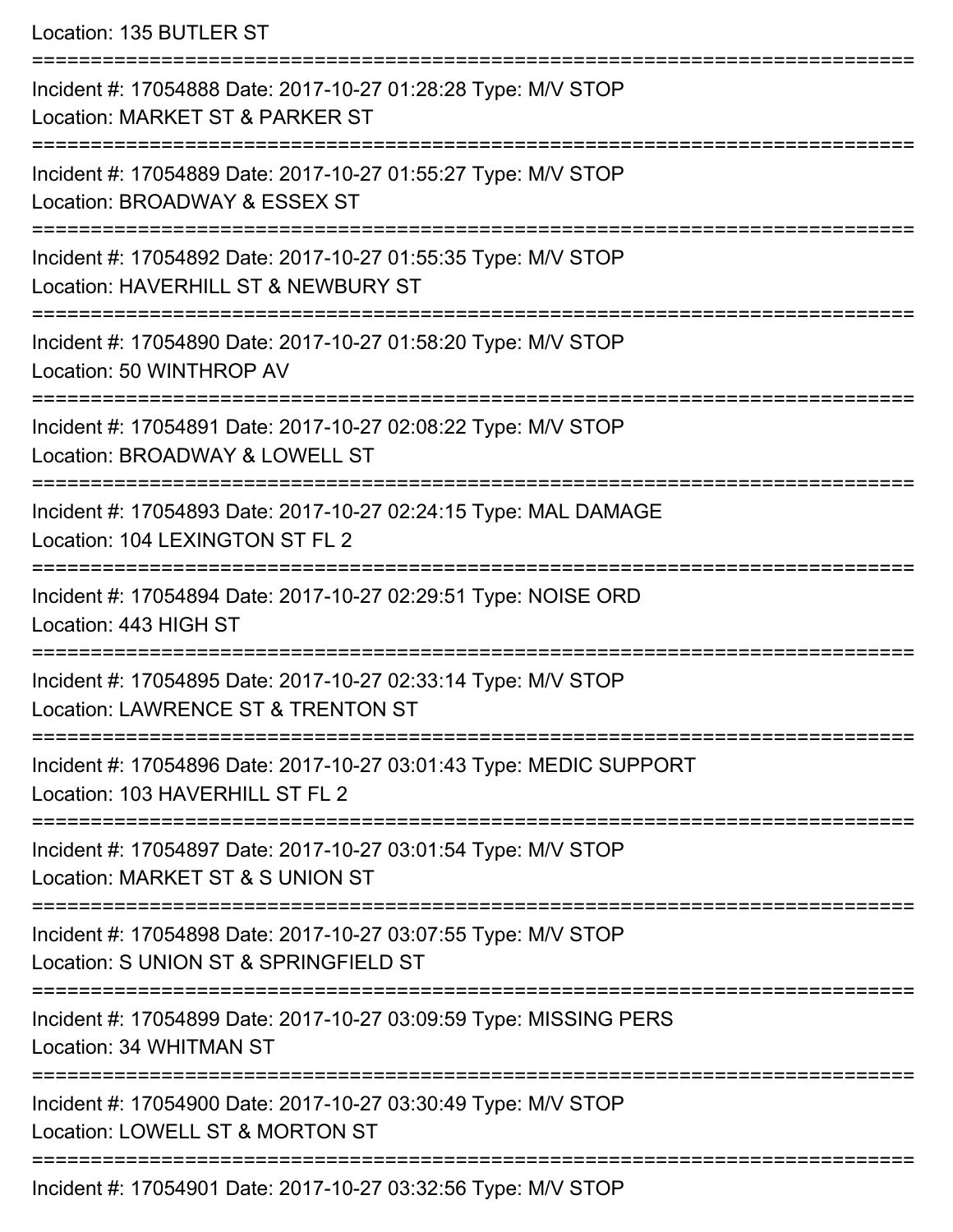Location: 135 BUTLER ST

===========================================================================

Incident #: 17054888 Date: 2017-10-27 01:28:28 Type: M/V STOP
Location: MARKET ST & PARKER ST

===========================================================================

Incident #: 17054889 Date: 2017-10-27 01:55:27 Type: M/V STOP
Location: BROADWAY & ESSEX ST

===========================================================================

Incident #: 17054892 Date: 2017-10-27 01:55:35 Type: M/V STOP
Location: HAVERHILL ST & NEWBURY ST

===========================================================================

Incident #: 17054890 Date: 2017-10-27 01:58:20 Type: M/V STOP
Location: 50 WINTHROP AV

===========================================================================

Incident #: 17054891 Date: 2017-10-27 02:08:22 Type: M/V STOP
Location: BROADWAY & LOWELL ST

===========================================================================

Incident #: 17054893 Date: 2017-10-27 02:24:15 Type: MAL DAMAGE
Location: 104 LEXINGTON ST FL 2

===========================================================================

Incident #: 17054894 Date: 2017-10-27 02:29:51 Type: NOISE ORD
Location: 443 HIGH ST

===========================================================================

Incident #: 17054895 Date: 2017-10-27 02:33:14 Type: M/V STOP
Location: LAWRENCE ST & TRENTON ST

===========================================================================

Incident #: 17054896 Date: 2017-10-27 03:01:43 Type: MEDIC SUPPORT
Location: 103 HAVERHILL ST FL 2

===========================================================================

Incident #: 17054897 Date: 2017-10-27 03:01:54 Type: M/V STOP
Location: MARKET ST & S UNION ST

===========================================================================

Incident #: 17054898 Date: 2017-10-27 03:07:55 Type: M/V STOP
Location: S UNION ST & SPRINGFIELD ST

===========================================================================

Incident #: 17054899 Date: 2017-10-27 03:09:59 Type: MISSING PERS
Location: 34 WHITMAN ST

===========================================================================

Incident #: 17054900 Date: 2017-10-27 03:30:49 Type: M/V STOP
Location: LOWELL ST & MORTON ST

===========================================================================

Incident #: 17054901 Date: 2017-10-27 03:32:56 Type: M/V STOP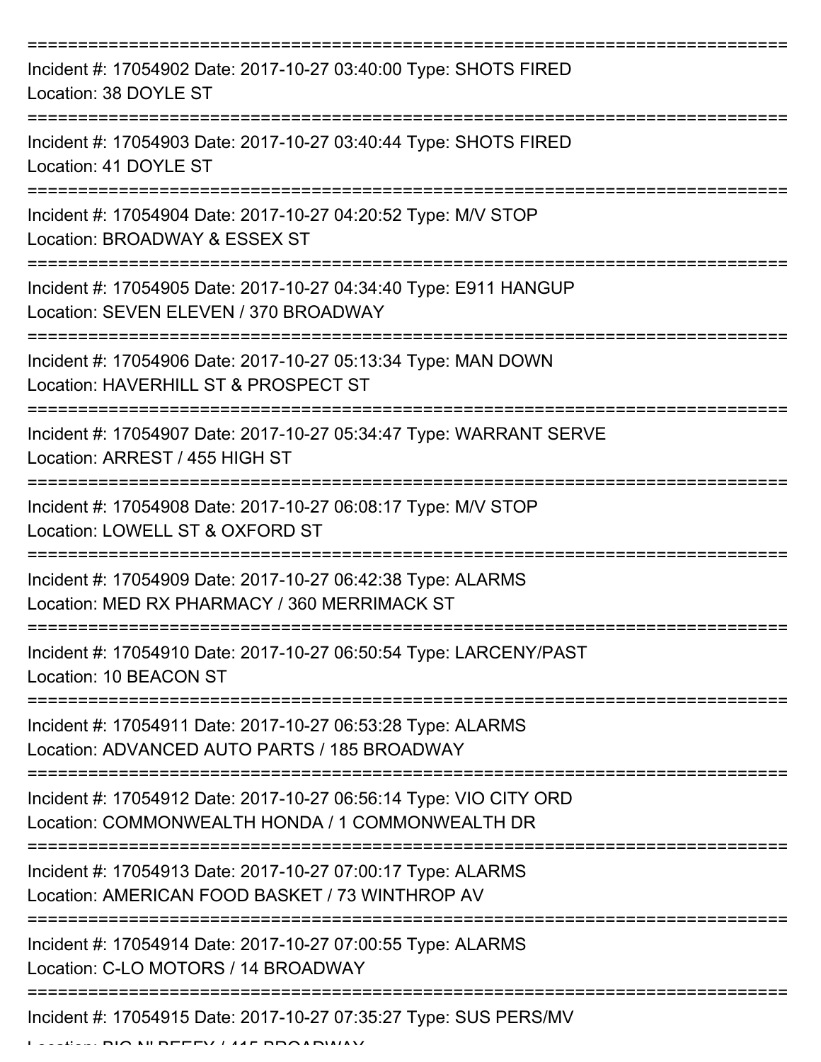Incident #: 17054902 Date: 2017-10-27 03:40:00 Type: SHOTS FIRED
Location: 38 DOYLE ST

---

Incident #: 17054903 Date: 2017-10-27 03:40:44 Type: SHOTS FIRED
Location: 41 DOYLE ST

---

Incident #: 17054904 Date: 2017-10-27 04:20:52 Type: M/V STOP
Location: BROADWAY & ESSEX ST

---

Incident #: 17054905 Date: 2017-10-27 04:34:40 Type: E911 HANGUP
Location: SEVEN ELEVEN / 370 BROADWAY

---

Incident #: 17054906 Date: 2017-10-27 05:13:34 Type: MAN DOWN
Location: HAVERHILL ST & PROSPECT ST

---

Incident #: 17054907 Date: 2017-10-27 05:34:47 Type: WARRANT SERVE
Location: ARREST / 455 HIGH ST

---

Incident #: 17054908 Date: 2017-10-27 06:08:17 Type: M/V STOP
Location: LOWELL ST & OXFORD ST

---

Incident #: 17054909 Date: 2017-10-27 06:42:38 Type: ALARMS
Location: MED RX PHARMACY / 360 MERRIMACK ST

---

Incident #: 17054910 Date: 2017-10-27 06:50:54 Type: LARCENY/PAST
Location: 10 BEACON ST

---

Incident #: 17054911 Date: 2017-10-27 06:53:28 Type: ALARMS
Location: ADVANCED AUTO PARTS / 185 BROADWAY

---

Incident #: 17054912 Date: 2017-10-27 06:56:14 Type: VIO CITY ORD
Location: COMMONWEALTH HONDA / 1 COMMONWEALTH DR

---

Incident #: 17054913 Date: 2017-10-27 07:00:17 Type: ALARMS
Location: AMERICAN FOOD BASKET / 73 WINTHROP AV

---

Incident #: 17054914 Date: 2017-10-27 07:00:55 Type: ALARMS
Location: C-LO MOTORS / 14 BROADWAY

---

Incident #: 17054915 Date: 2017-10-27 07:35:27 Type: SUS PERS/MV
Location: BIG N' BEEFY / 415 BROADWAY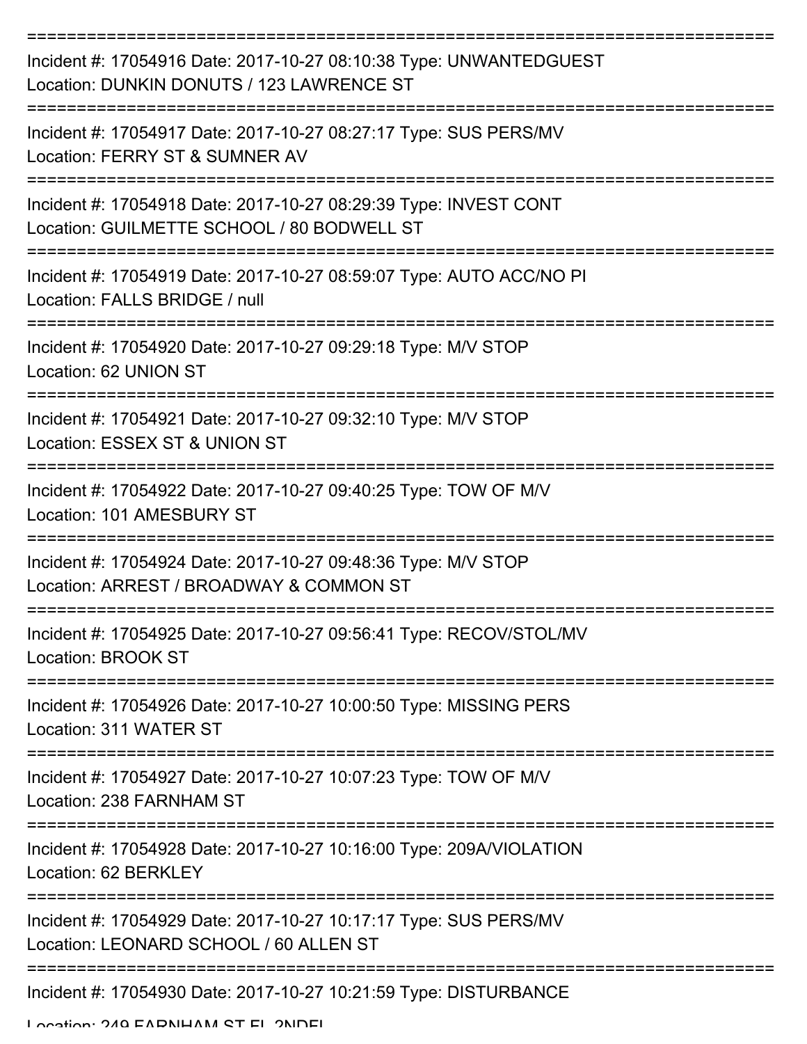===========================================================================

Incident #: 17054916 Date: 2017-10-27 08:10:38 Type: UNWANTEDGUEST
Location: DUNKIN DONUTS / 123 LAWRENCE ST

===========================================================================

Incident #: 17054917 Date: 2017-10-27 08:27:17 Type: SUS PERS/MV
Location: FERRY ST & SUMNER AV

===========================================================================

Incident #: 17054918 Date: 2017-10-27 08:29:39 Type: INVEST CONT
Location: GUILMETTE SCHOOL / 80 BODWELL ST

===========================================================================

Incident #: 17054919 Date: 2017-10-27 08:59:07 Type: AUTO ACC/NO PI
Location: FALLS BRIDGE / null

===========================================================================

Incident #: 17054920 Date: 2017-10-27 09:29:18 Type: M/V STOP
Location: 62 UNION ST

===========================================================================

Incident #: 17054921 Date: 2017-10-27 09:32:10 Type: M/V STOP
Location: ESSEX ST & UNION ST

===========================================================================

Incident #: 17054922 Date: 2017-10-27 09:40:25 Type: TOW OF M/V
Location: 101 AMESBURY ST

===========================================================================

Incident #: 17054924 Date: 2017-10-27 09:48:36 Type: M/V STOP
Location: ARREST / BROADWAY & COMMON ST

===========================================================================

Incident #: 17054925 Date: 2017-10-27 09:56:41 Type: RECOV/STOL/MV
Location: BROOK ST

===========================================================================

Incident #: 17054926 Date: 2017-10-27 10:00:50 Type: MISSING PERS
Location: 311 WATER ST

===========================================================================

Incident #: 17054927 Date: 2017-10-27 10:07:23 Type: TOW OF M/V
Location: 238 FARNHAM ST

===========================================================================

Incident #: 17054928 Date: 2017-10-27 10:16:00 Type: 209A/VIOLATION
Location: 62 BERKLEY

===========================================================================

Incident #: 17054929 Date: 2017-10-27 10:17:17 Type: SUS PERS/MV
Location: LEONARD SCHOOL / 60 ALLEN ST

===========================================================================

Incident #: 17054930 Date: 2017-10-27 10:21:59 Type: DISTURBANCE
Location: 249 FARNHAM ST FL 2NDFL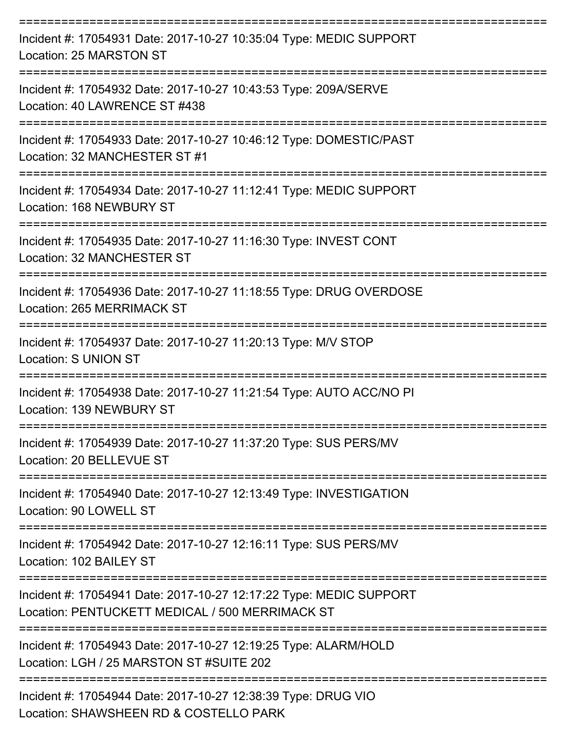===========================================================================

Incident #: 17054931 Date: 2017-10-27 10:35:04 Type: MEDIC SUPPORT
Location: 25 MARSTON ST

===========================================================================

Incident #: 17054932 Date: 2017-10-27 10:43:53 Type: 209A/SERVE
Location: 40 LAWRENCE ST #438

===========================================================================

Incident #: 17054933 Date: 2017-10-27 10:46:12 Type: DOMESTIC/PAST
Location: 32 MANCHESTER ST #1

===========================================================================

Incident #: 17054934 Date: 2017-10-27 11:12:41 Type: MEDIC SUPPORT
Location: 168 NEWBURY ST

===========================================================================

Incident #: 17054935 Date: 2017-10-27 11:16:30 Type: INVEST CONT
Location: 32 MANCHESTER ST

===========================================================================

Incident #: 17054936 Date: 2017-10-27 11:18:55 Type: DRUG OVERDOSE
Location: 265 MERRIMACK ST

===========================================================================

Incident #: 17054937 Date: 2017-10-27 11:20:13 Type: M/V STOP
Location: S UNION ST

===========================================================================

Incident #: 17054938 Date: 2017-10-27 11:21:54 Type: AUTO ACC/NO PI
Location: 139 NEWBURY ST

===========================================================================

Incident #: 17054939 Date: 2017-10-27 11:37:20 Type: SUS PERS/MV
Location: 20 BELLEVUE ST

===========================================================================

Incident #: 17054940 Date: 2017-10-27 12:13:49 Type: INVESTIGATION
Location: 90 LOWELL ST

===========================================================================

Incident #: 17054942 Date: 2017-10-27 12:16:11 Type: SUS PERS/MV
Location: 102 BAILEY ST

===========================================================================

Incident #: 17054941 Date: 2017-10-27 12:17:22 Type: MEDIC SUPPORT
Location: PENTUCKETT MEDICAL / 500 MERRIMACK ST

===========================================================================

Incident #: 17054943 Date: 2017-10-27 12:19:25 Type: ALARM/HOLD
Location: LGH / 25 MARSTON ST #SUITE 202

===========================================================================

Incident #: 17054944 Date: 2017-10-27 12:38:39 Type: DRUG VIO
Location: SHAWSHEEN RD & COSTELLO PARK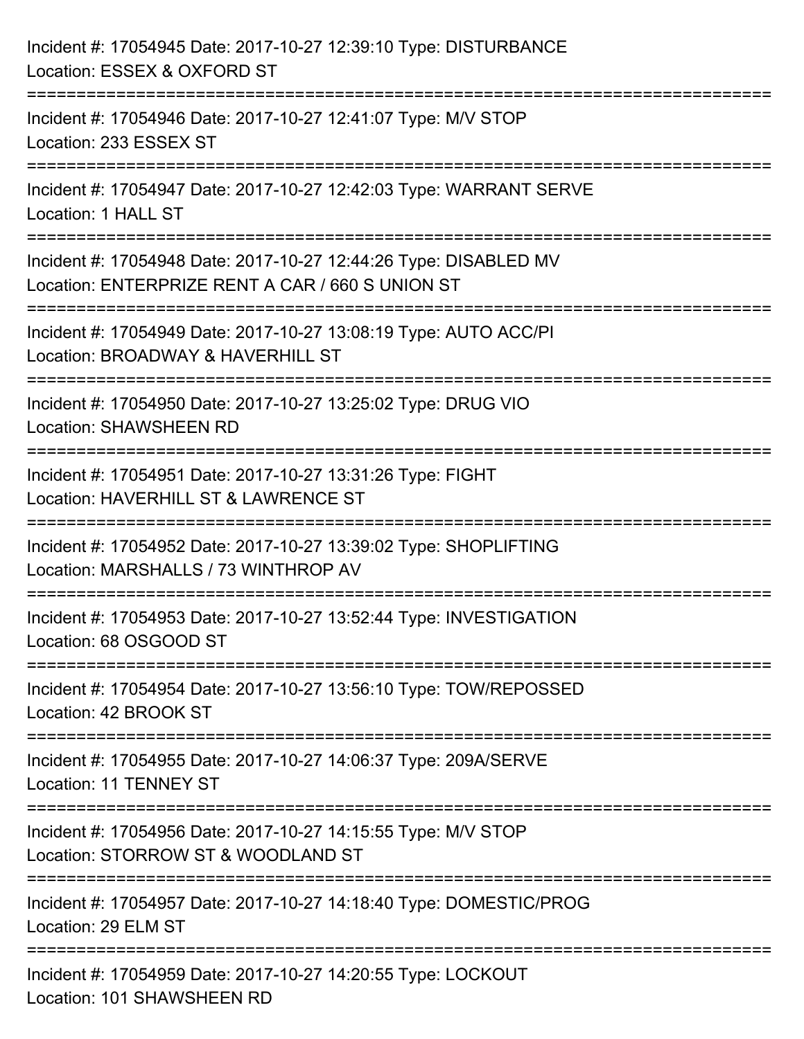Incident #: 17054945 Date: 2017-10-27 12:39:10 Type: DISTURBANCE
Location: ESSEX & OXFORD ST

===========================================================================

Incident #: 17054946 Date: 2017-10-27 12:41:07 Type: M/V STOP
Location: 233 ESSEX ST

===========================================================================

Incident #: 17054947 Date: 2017-10-27 12:42:03 Type: WARRANT SERVE
Location: 1 HALL ST

===========================================================================

Incident #: 17054948 Date: 2017-10-27 12:44:26 Type: DISABLED MV
Location: ENTERPRIZE RENT A CAR / 660 S UNION ST

===========================================================================

Incident #: 17054949 Date: 2017-10-27 13:08:19 Type: AUTO ACC/PI
Location: BROADWAY & HAVERHILL ST

===========================================================================

Incident #: 17054950 Date: 2017-10-27 13:25:02 Type: DRUG VIO
Location: SHAWSHEEN RD

===========================================================================

Incident #: 17054951 Date: 2017-10-27 13:31:26 Type: FIGHT
Location: HAVERHILL ST & LAWRENCE ST

===========================================================================

Incident #: 17054952 Date: 2017-10-27 13:39:02 Type: SHOPLIFTING
Location: MARSHALLS / 73 WINTHROP AV

===========================================================================

Incident #: 17054953 Date: 2017-10-27 13:52:44 Type: INVESTIGATION
Location: 68 OSGOOD ST

===========================================================================

Incident #: 17054954 Date: 2017-10-27 13:56:10 Type: TOW/REPOSSED
Location: 42 BROOK ST

===========================================================================

Incident #: 17054955 Date: 2017-10-27 14:06:37 Type: 209A/SERVE
Location: 11 TENNEY ST

===========================================================================

Incident #: 17054956 Date: 2017-10-27 14:15:55 Type: M/V STOP
Location: STORROW ST & WOODLAND ST

===========================================================================

Incident #: 17054957 Date: 2017-10-27 14:18:40 Type: DOMESTIC/PROG
Location: 29 ELM ST

===========================================================================

Incident #: 17054959 Date: 2017-10-27 14:20:55 Type: LOCKOUT
Location: 101 SHAWSHEEN RD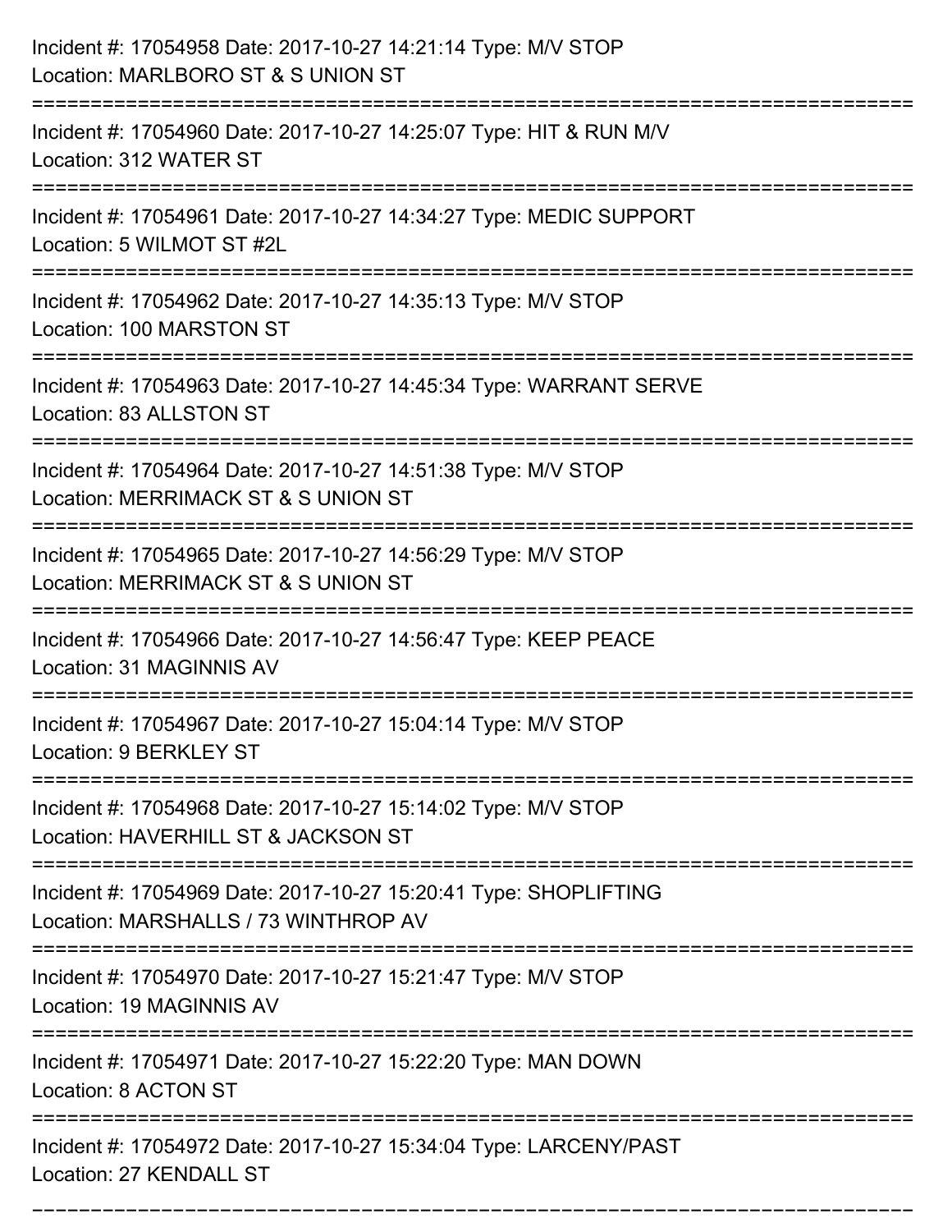Incident #: 17054958 Date: 2017-10-27 14:21:14 Type: M/V STOP
Location: MARLBORO ST & S UNION ST

===========================================================================

Incident #: 17054960 Date: 2017-10-27 14:25:07 Type: HIT & RUN M/V
Location: 312 WATER ST

===========================================================================

Incident #: 17054961 Date: 2017-10-27 14:34:27 Type: MEDIC SUPPORT
Location: 5 WILMOT ST #2L

===========================================================================

Incident #: 17054962 Date: 2017-10-27 14:35:13 Type: M/V STOP
Location: 100 MARSTON ST

===========================================================================

Incident #: 17054963 Date: 2017-10-27 14:45:34 Type: WARRANT SERVE
Location: 83 ALLSTON ST

===========================================================================

Incident #: 17054964 Date: 2017-10-27 14:51:38 Type: M/V STOP
Location: MERRIMACK ST & S UNION ST

===========================================================================

Incident #: 17054965 Date: 2017-10-27 14:56:29 Type: M/V STOP
Location: MERRIMACK ST & S UNION ST

===========================================================================

Incident #: 17054966 Date: 2017-10-27 14:56:47 Type: KEEP PEACE
Location: 31 MAGINNIS AV

===========================================================================

Incident #: 17054967 Date: 2017-10-27 15:04:14 Type: M/V STOP
Location: 9 BERKLEY ST

===========================================================================

Incident #: 17054968 Date: 2017-10-27 15:14:02 Type: M/V STOP
Location: HAVERHILL ST & JACKSON ST

===========================================================================

Incident #: 17054969 Date: 2017-10-27 15:20:41 Type: SHOPLIFTING
Location: MARSHALLS / 73 WINTHROP AV

===========================================================================

Incident #: 17054970 Date: 2017-10-27 15:21:47 Type: M/V STOP
Location: 19 MAGINNIS AV

===========================================================================

Incident #: 17054971 Date: 2017-10-27 15:22:20 Type: MAN DOWN
Location: 8 ACTON ST

===========================================================================

Incident #: 17054972 Date: 2017-10-27 15:34:04 Type: LARCENY/PAST
Location: 27 KENDALL ST

===========================================================================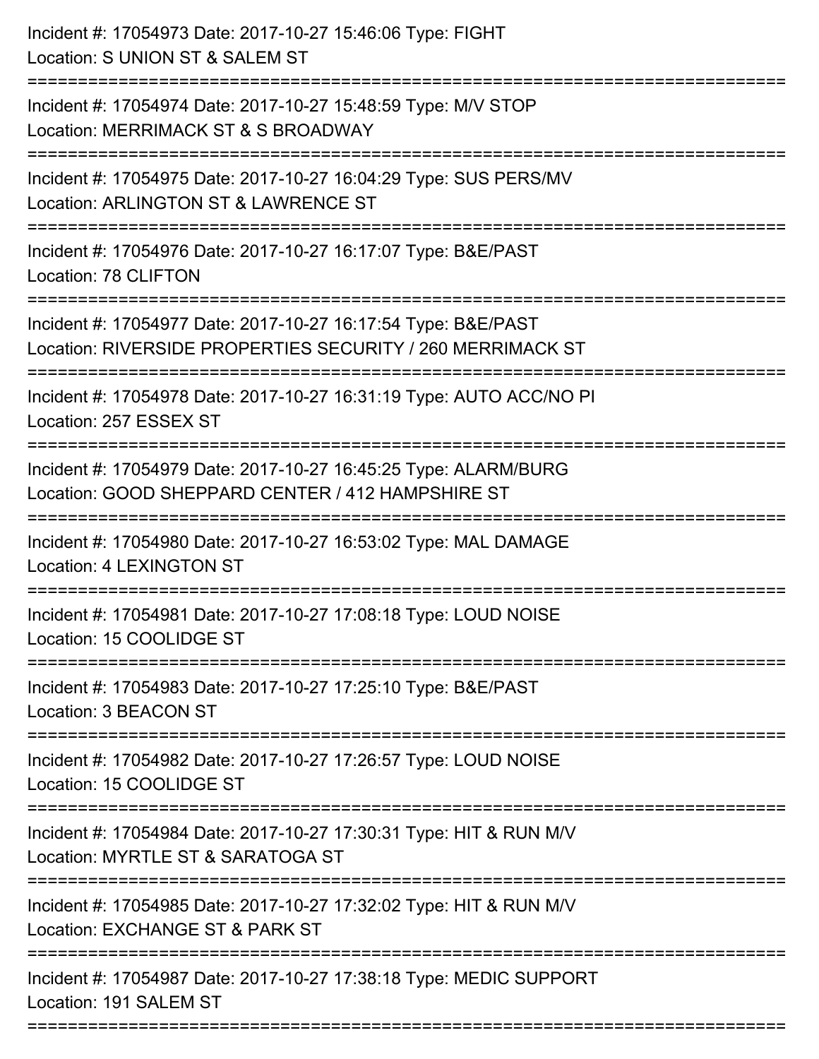Incident #: 17054973 Date: 2017-10-27 15:46:06 Type: FIGHT
Location: S UNION ST & SALEM ST

===========================================================================

Incident #: 17054974 Date: 2017-10-27 15:48:59 Type: M/V STOP
Location: MERRIMACK ST & S BROADWAY

===========================================================================

Incident #: 17054975 Date: 2017-10-27 16:04:29 Type: SUS PERS/MV
Location: ARLINGTON ST & LAWRENCE ST

===========================================================================

Incident #: 17054976 Date: 2017-10-27 16:17:07 Type: B&E/PAST
Location: 78 CLIFTON

===========================================================================

Incident #: 17054977 Date: 2017-10-27 16:17:54 Type: B&E/PAST
Location: RIVERSIDE PROPERTIES SECURITY / 260 MERRIMACK ST

===========================================================================

Incident #: 17054978 Date: 2017-10-27 16:31:19 Type: AUTO ACC/NO PI
Location: 257 ESSEX ST

===========================================================================

Incident #: 17054979 Date: 2017-10-27 16:45:25 Type: ALARM/BURG
Location: GOOD SHEPPARD CENTER / 412 HAMPSHIRE ST

===========================================================================

Incident #: 17054980 Date: 2017-10-27 16:53:02 Type: MAL DAMAGE
Location: 4 LEXINGTON ST

===========================================================================

Incident #: 17054981 Date: 2017-10-27 17:08:18 Type: LOUD NOISE
Location: 15 COOLIDGE ST

===========================================================================

Incident #: 17054983 Date: 2017-10-27 17:25:10 Type: B&E/PAST
Location: 3 BEACON ST

===========================================================================

Incident #: 17054982 Date: 2017-10-27 17:26:57 Type: LOUD NOISE
Location: 15 COOLIDGE ST

===========================================================================

Incident #: 17054984 Date: 2017-10-27 17:30:31 Type: HIT & RUN M/V
Location: MYRTLE ST & SARATOGA ST

===========================================================================

Incident #: 17054985 Date: 2017-10-27 17:32:02 Type: HIT & RUN M/V
Location: EXCHANGE ST & PARK ST

===========================================================================

Incident #: 17054987 Date: 2017-10-27 17:38:18 Type: MEDIC SUPPORT
Location: 191 SALEM ST

===========================================================================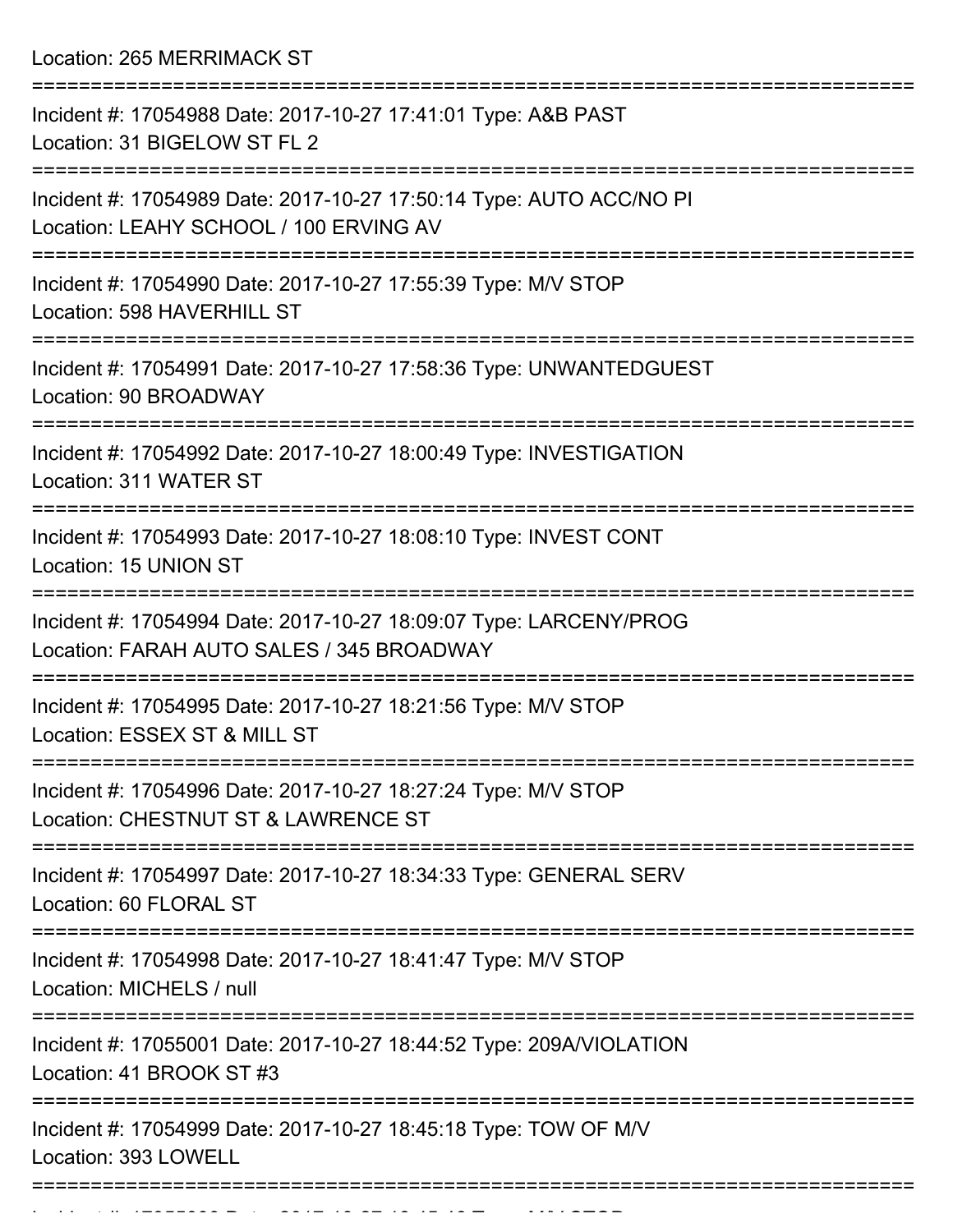Location: 265 MERRIMACK ST

===========================================================================

Incident #: 17054988 Date: 2017-10-27 17:41:01 Type: A&B PAST
Location: 31 BIGELOW ST FL 2

===========================================================================

Incident #: 17054989 Date: 2017-10-27 17:50:14 Type: AUTO ACC/NO PI
Location: LEAHY SCHOOL / 100 ERVING AV

===========================================================================

Incident #: 17054990 Date: 2017-10-27 17:55:39 Type: M/V STOP
Location: 598 HAVERHILL ST

===========================================================================

Incident #: 17054991 Date: 2017-10-27 17:58:36 Type: UNWANTEDGUEST
Location: 90 BROADWAY

===========================================================================

Incident #: 17054992 Date: 2017-10-27 18:00:49 Type: INVESTIGATION
Location: 311 WATER ST

===========================================================================

Incident #: 17054993 Date: 2017-10-27 18:08:10 Type: INVEST CONT
Location: 15 UNION ST

===========================================================================

Incident #: 17054994 Date: 2017-10-27 18:09:07 Type: LARCENY/PROG
Location: FARAH AUTO SALES / 345 BROADWAY

===========================================================================

Incident #: 17054995 Date: 2017-10-27 18:21:56 Type: M/V STOP
Location: ESSEX ST & MILL ST

===========================================================================

Incident #: 17054996 Date: 2017-10-27 18:27:24 Type: M/V STOP
Location: CHESTNUT ST & LAWRENCE ST

===========================================================================

Incident #: 17054997 Date: 2017-10-27 18:34:33 Type: GENERAL SERV
Location: 60 FLORAL ST

===========================================================================

Incident #: 17054998 Date: 2017-10-27 18:41:47 Type: M/V STOP
Location: MICHELS / null

===========================================================================

Incident #: 17055001 Date: 2017-10-27 18:44:52 Type: 209A/VIOLATION
Location: 41 BROOK ST #3

===========================================================================

Incident #: 17054999 Date: 2017-10-27 18:45:18 Type: TOW OF M/V
Location: 393 LOWELL

===========================================================================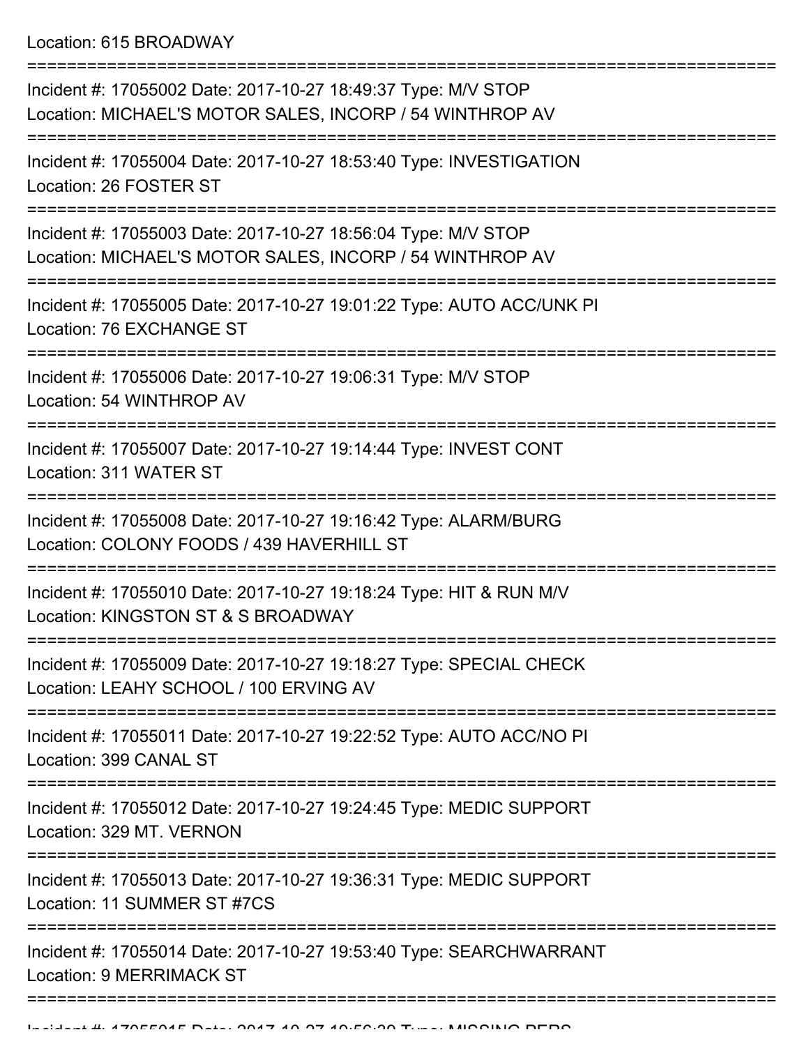Location: 615 BROADWAY

===========================================================================

Incident #: 17055002 Date: 2017-10-27 18:49:37 Type: M/V STOP
Location: MICHAEL'S MOTOR SALES, INCORP / 54 WINTHROP AV

===========================================================================

Incident #: 17055004 Date: 2017-10-27 18:53:40 Type: INVESTIGATION
Location: 26 FOSTER ST

===========================================================================

Incident #: 17055003 Date: 2017-10-27 18:56:04 Type: M/V STOP
Location: MICHAEL'S MOTOR SALES, INCORP / 54 WINTHROP AV

===========================================================================

Incident #: 17055005 Date: 2017-10-27 19:01:22 Type: AUTO ACC/UNK PI
Location: 76 EXCHANGE ST

===========================================================================

Incident #: 17055006 Date: 2017-10-27 19:06:31 Type: M/V STOP
Location: 54 WINTHROP AV

===========================================================================

Incident #: 17055007 Date: 2017-10-27 19:14:44 Type: INVEST CONT
Location: 311 WATER ST

===========================================================================

Incident #: 17055008 Date: 2017-10-27 19:16:42 Type: ALARM/BURG
Location: COLONY FOODS / 439 HAVERHILL ST

===========================================================================

Incident #: 17055010 Date: 2017-10-27 19:18:24 Type: HIT & RUN M/V
Location: KINGSTON ST & S BROADWAY

===========================================================================

Incident #: 17055009 Date: 2017-10-27 19:18:27 Type: SPECIAL CHECK
Location: LEAHY SCHOOL / 100 ERVING AV

===========================================================================

Incident #: 17055011 Date: 2017-10-27 19:22:52 Type: AUTO ACC/NO PI
Location: 399 CANAL ST

===========================================================================

Incident #: 17055012 Date: 2017-10-27 19:24:45 Type: MEDIC SUPPORT
Location: 329 MT. VERNON

===========================================================================

Incident #: 17055013 Date: 2017-10-27 19:36:31 Type: MEDIC SUPPORT
Location: 11 SUMMER ST #7CS

===========================================================================

Incident #: 17055014 Date: 2017-10-27 19:53:40 Type: SEARCHWARRANT
Location: 9 MERRIMACK ST

===========================================================================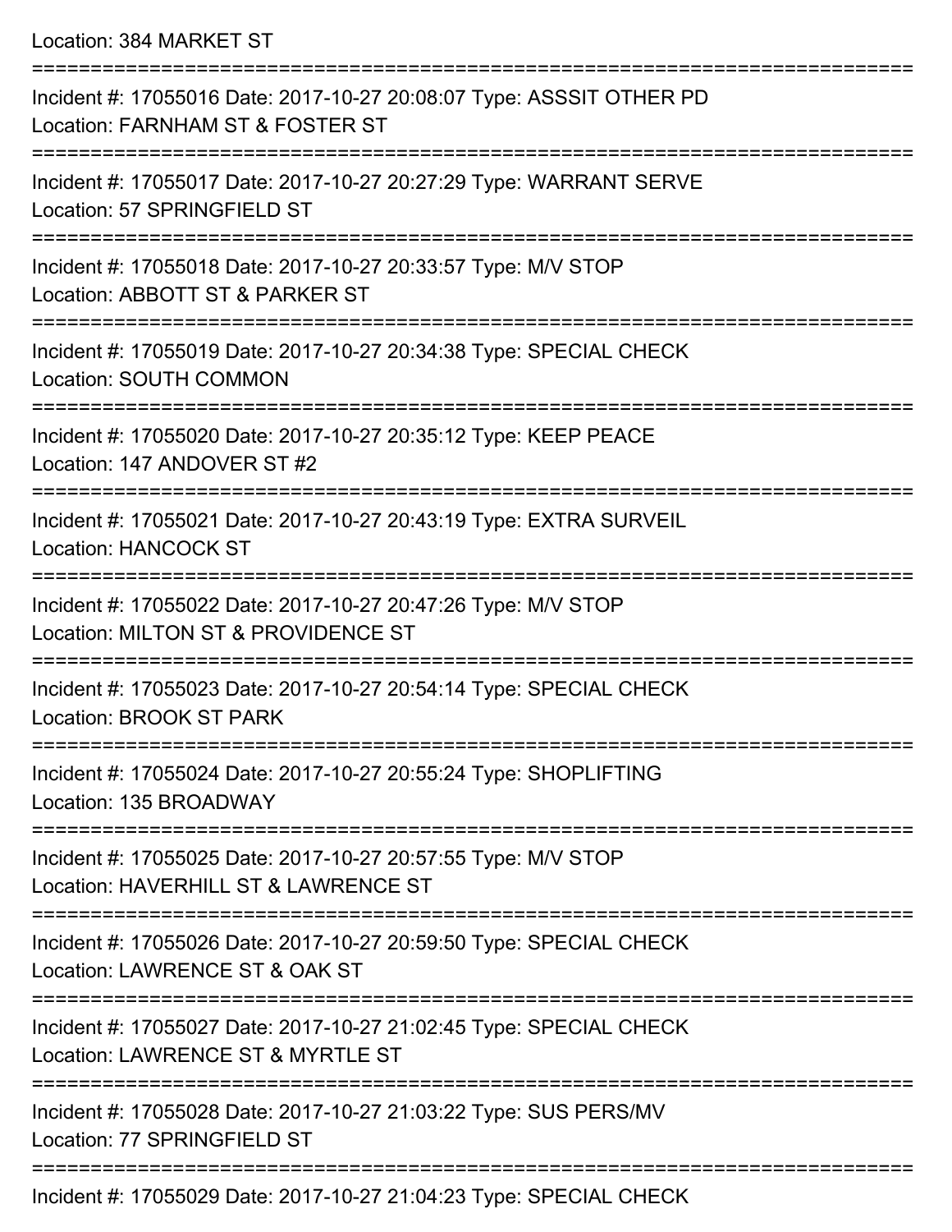Location: 384 MARKET ST

===========================================================================

Incident #: 17055016 Date: 2017-10-27 20:08:07 Type: ASSSIT OTHER PD
Location: FARNHAM ST & FOSTER ST

===========================================================================

Incident #: 17055017 Date: 2017-10-27 20:27:29 Type: WARRANT SERVE
Location: 57 SPRINGFIELD ST

===========================================================================

Incident #: 17055018 Date: 2017-10-27 20:33:57 Type: M/V STOP
Location: ABBOTT ST & PARKER ST

===========================================================================

Incident #: 17055019 Date: 2017-10-27 20:34:38 Type: SPECIAL CHECK
Location: SOUTH COMMON

===========================================================================

Incident #: 17055020 Date: 2017-10-27 20:35:12 Type: KEEP PEACE
Location: 147 ANDOVER ST #2

===========================================================================

Incident #: 17055021 Date: 2017-10-27 20:43:19 Type: EXTRA SURVEIL
Location: HANCOCK ST

===========================================================================

Incident #: 17055022 Date: 2017-10-27 20:47:26 Type: M/V STOP
Location: MILTON ST & PROVIDENCE ST

===========================================================================

Incident #: 17055023 Date: 2017-10-27 20:54:14 Type: SPECIAL CHECK
Location: BROOK ST PARK

===========================================================================

Incident #: 17055024 Date: 2017-10-27 20:55:24 Type: SHOPLIFTING
Location: 135 BROADWAY

===========================================================================

Incident #: 17055025 Date: 2017-10-27 20:57:55 Type: M/V STOP
Location: HAVERHILL ST & LAWRENCE ST

===========================================================================

Incident #: 17055026 Date: 2017-10-27 20:59:50 Type: SPECIAL CHECK
Location: LAWRENCE ST & OAK ST

===========================================================================

Incident #: 17055027 Date: 2017-10-27 21:02:45 Type: SPECIAL CHECK
Location: LAWRENCE ST & MYRTLE ST

===========================================================================

Incident #: 17055028 Date: 2017-10-27 21:03:22 Type: SUS PERS/MV
Location: 77 SPRINGFIELD ST

===========================================================================

Incident #: 17055029 Date: 2017-10-27 21:04:23 Type: SPECIAL CHECK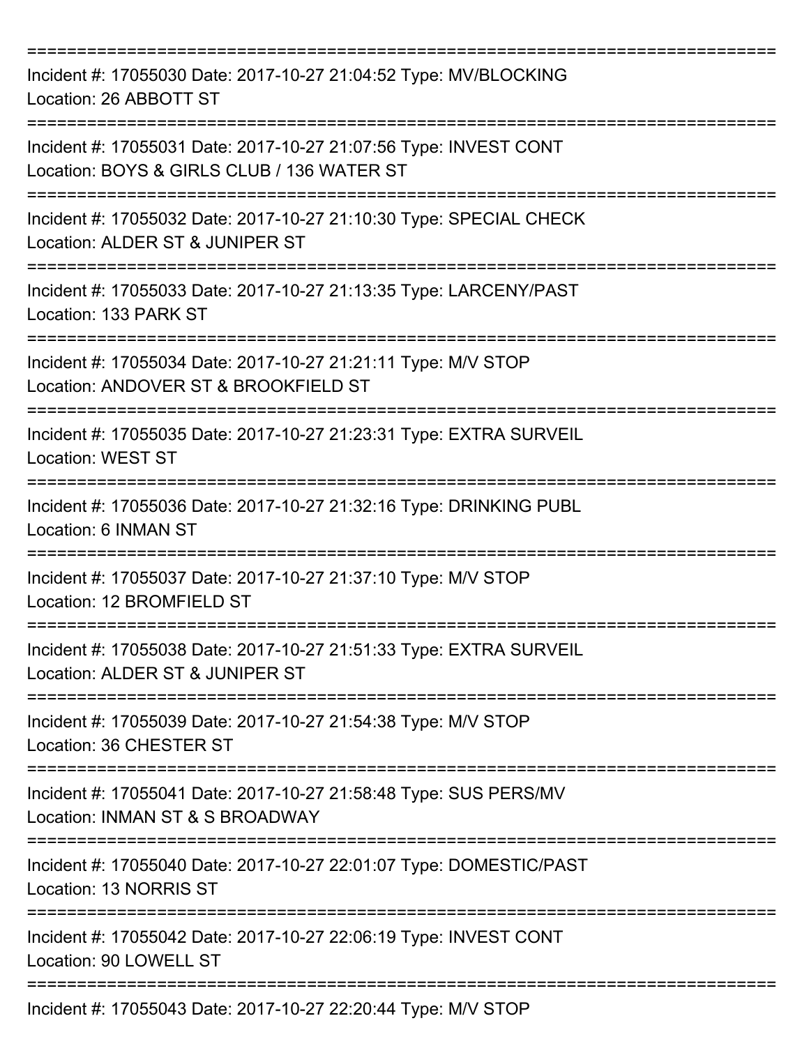===========================================================================

Incident #: 17055030 Date: 2017-10-27 21:04:52 Type: MV/BLOCKING
Location: 26 ABBOTT ST

===========================================================================

Incident #: 17055031 Date: 2017-10-27 21:07:56 Type: INVEST CONT
Location: BOYS & GIRLS CLUB / 136 WATER ST

===========================================================================

Incident #: 17055032 Date: 2017-10-27 21:10:30 Type: SPECIAL CHECK
Location: ALDER ST & JUNIPER ST

===========================================================================

Incident #: 17055033 Date: 2017-10-27 21:13:35 Type: LARCENY/PAST
Location: 133 PARK ST

===========================================================================

Incident #: 17055034 Date: 2017-10-27 21:21:11 Type: M/V STOP
Location: ANDOVER ST & BROOKFIELD ST

===========================================================================

Incident #: 17055035 Date: 2017-10-27 21:23:31 Type: EXTRA SURVEIL
Location: WEST ST

===========================================================================

Incident #: 17055036 Date: 2017-10-27 21:32:16 Type: DRINKING PUBL
Location: 6 INMAN ST

===========================================================================

Incident #: 17055037 Date: 2017-10-27 21:37:10 Type: M/V STOP
Location: 12 BROMFIELD ST

===========================================================================

Incident #: 17055038 Date: 2017-10-27 21:51:33 Type: EXTRA SURVEIL
Location: ALDER ST & JUNIPER ST

===========================================================================

Incident #: 17055039 Date: 2017-10-27 21:54:38 Type: M/V STOP
Location: 36 CHESTER ST

===========================================================================

Incident #: 17055041 Date: 2017-10-27 21:58:48 Type: SUS PERS/MV
Location: INMAN ST & S BROADWAY

===========================================================================

Incident #: 17055040 Date: 2017-10-27 22:01:07 Type: DOMESTIC/PAST
Location: 13 NORRIS ST

===========================================================================

Incident #: 17055042 Date: 2017-10-27 22:06:19 Type: INVEST CONT
Location: 90 LOWELL ST

===========================================================================

Incident #: 17055043 Date: 2017-10-27 22:20:44 Type: M/V STOP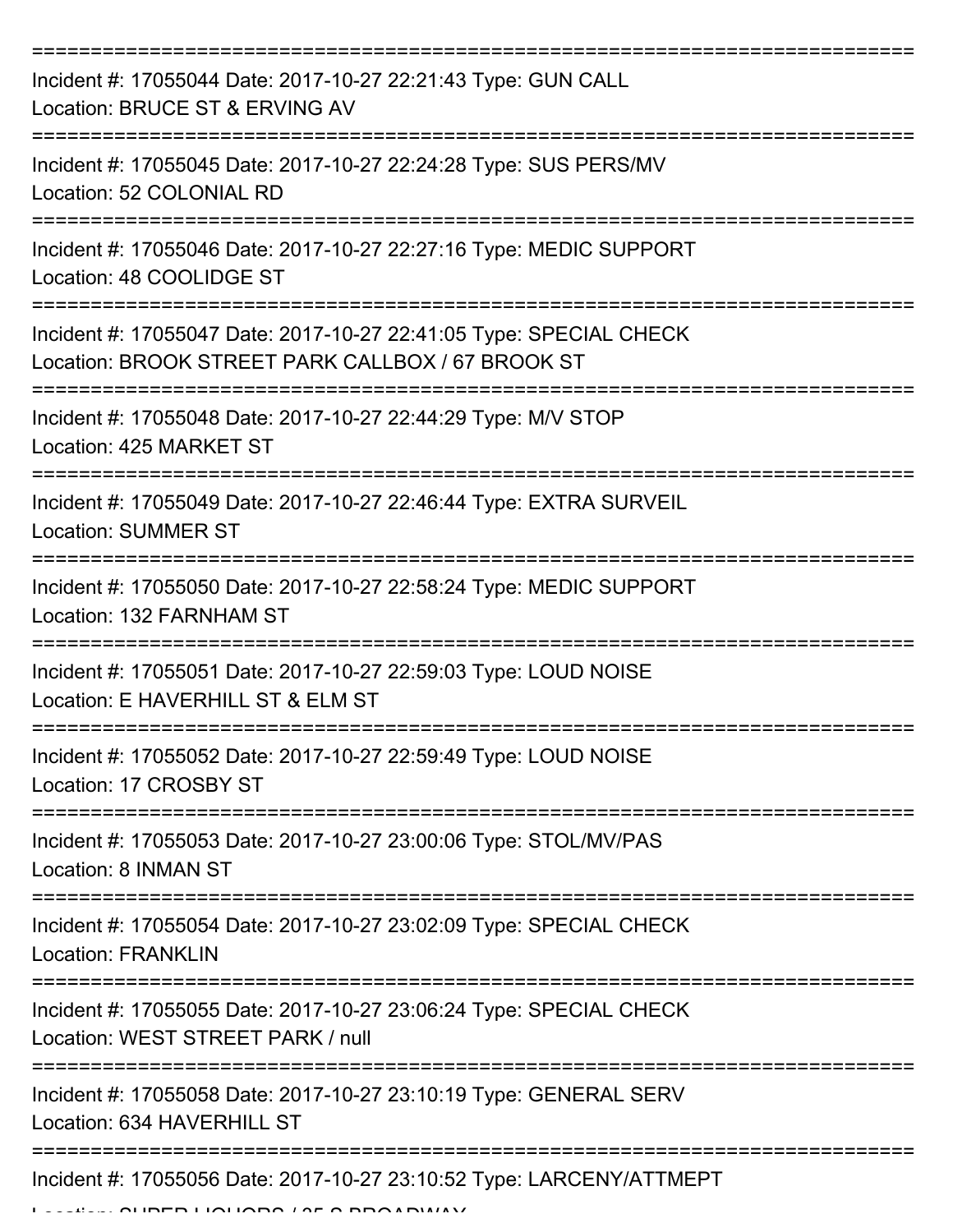===========================================================================

Incident #: 17055044 Date: 2017-10-27 22:21:43 Type: GUN CALL
Location: BRUCE ST & ERVING AV

===========================================================================

Incident #: 17055045 Date: 2017-10-27 22:24:28 Type: SUS PERS/MV
Location: 52 COLONIAL RD

===========================================================================

Incident #: 17055046 Date: 2017-10-27 22:27:16 Type: MEDIC SUPPORT
Location: 48 COOLIDGE ST

===========================================================================

Incident #: 17055047 Date: 2017-10-27 22:41:05 Type: SPECIAL CHECK
Location: BROOK STREET PARK CALLBOX / 67 BROOK ST

===========================================================================

Incident #: 17055048 Date: 2017-10-27 22:44:29 Type: M/V STOP
Location: 425 MARKET ST

===========================================================================

Incident #: 17055049 Date: 2017-10-27 22:46:44 Type: EXTRA SURVEIL
Location: SUMMER ST

===========================================================================

Incident #: 17055050 Date: 2017-10-27 22:58:24 Type: MEDIC SUPPORT
Location: 132 FARNHAM ST

===========================================================================

Incident #: 17055051 Date: 2017-10-27 22:59:03 Type: LOUD NOISE
Location: E HAVERHILL ST & ELM ST

===========================================================================

Incident #: 17055052 Date: 2017-10-27 22:59:49 Type: LOUD NOISE
Location: 17 CROSBY ST

===========================================================================

Incident #: 17055053 Date: 2017-10-27 23:00:06 Type: STOL/MV/PAS
Location: 8 INMAN ST

===========================================================================

Incident #: 17055054 Date: 2017-10-27 23:02:09 Type: SPECIAL CHECK
Location: FRANKLIN

===========================================================================

Incident #: 17055055 Date: 2017-10-27 23:06:24 Type: SPECIAL CHECK
Location: WEST STREET PARK / null

===========================================================================

Incident #: 17055058 Date: 2017-10-27 23:10:19 Type: GENERAL SERV
Location: 634 HAVERHILL ST

===========================================================================

Incident #: 17055056 Date: 2017-10-27 23:10:52 Type: LARCENY/ATTMEPT
Location: SUPER LIQUORS / 35 S BROADWAY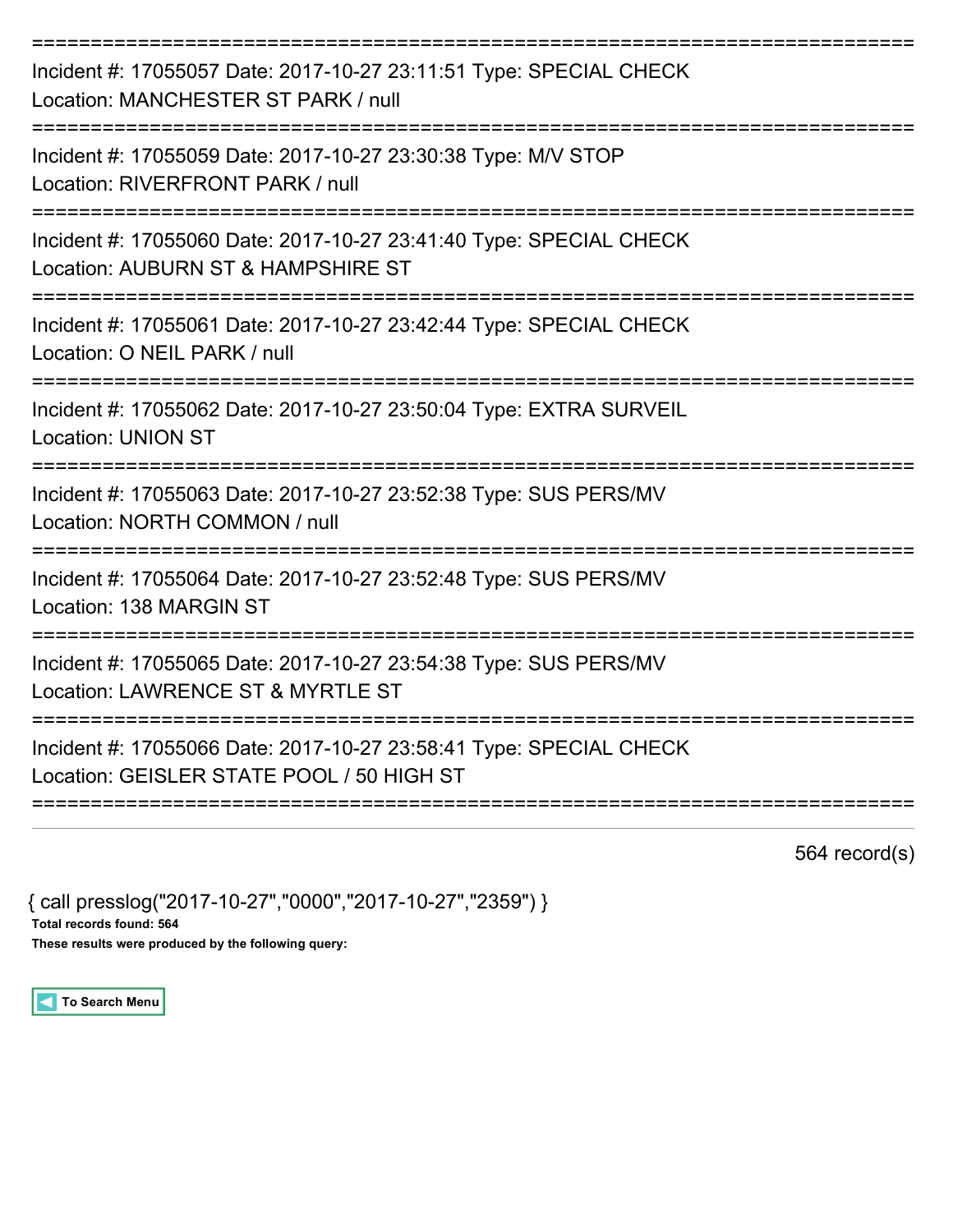===========================================================================

Incident #: 17055057 Date: 2017-10-27 23:11:51 Type: SPECIAL CHECK
Location: MANCHESTER ST PARK / null

===========================================================================

Incident #: 17055059 Date: 2017-10-27 23:30:38 Type: M/V STOP
Location: RIVERFRONT PARK / null

===========================================================================

Incident #: 17055060 Date: 2017-10-27 23:41:40 Type: SPECIAL CHECK
Location: AUBURN ST & HAMPSHIRE ST

===========================================================================

Incident #: 17055061 Date: 2017-10-27 23:42:44 Type: SPECIAL CHECK
Location: O NEIL PARK / null

===========================================================================

Incident #: 17055062 Date: 2017-10-27 23:50:04 Type: EXTRA SURVEIL
Location: UNION ST

===========================================================================

Incident #: 17055063 Date: 2017-10-27 23:52:38 Type: SUS PERS/MV
Location: NORTH COMMON / null

===========================================================================

Incident #: 17055064 Date: 2017-10-27 23:52:48 Type: SUS PERS/MV
Location: 138 MARGIN ST

===========================================================================

Incident #: 17055065 Date: 2017-10-27 23:54:38 Type: SUS PERS/MV
Location: LAWRENCE ST & MYRTLE ST

===========================================================================

Incident #: 17055066 Date: 2017-10-27 23:58:41 Type: SPECIAL CHECK
Location: GEISLER STATE POOL / 50 HIGH ST

===========================================================================

564 record(s)

{ call presslog("2017-10-27","0000","2017-10-27","2359") }

**Total records found: 564**

**These results were produced by the following query:**

To Search Menu